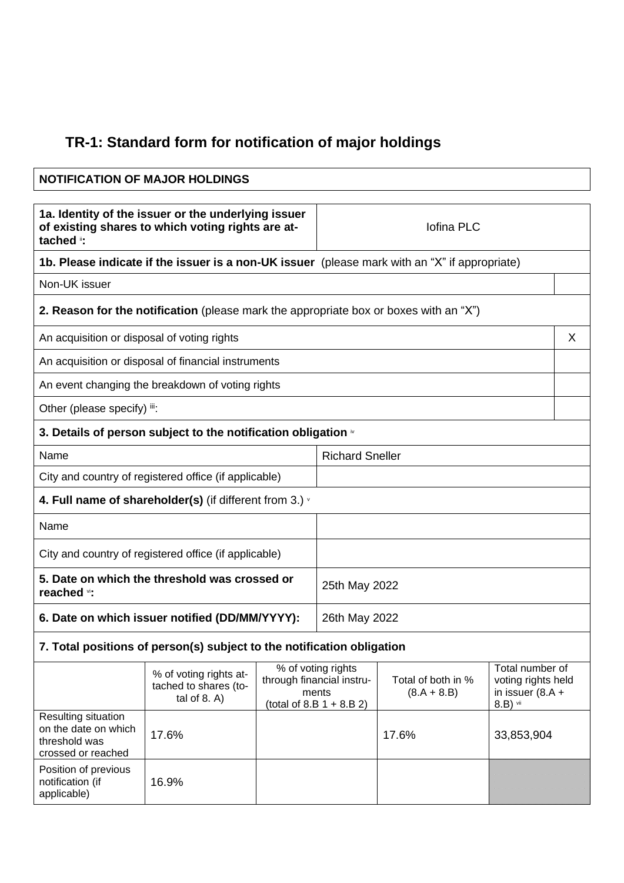# TR-1: Standard form for notification of major holdings

| NOTIFICATION OF MAJOR HOLDINGS |
|---|

| 1a. Identity of the issuer or the underlying issuer of existing shares to which voting rights are attached [ii]: | Iofina PLC |
|---|---|

**1b. Please indicate if the issuer is a non-UK issuer** (please mark with an "X" if appropriate)

| Non-UK issuer | |
|---|---|

**2. Reason for the notification** (please mark the appropriate box or boxes with an "X")

| | |
|---|---|
| An acquisition or disposal of voting rights | X |
| An acquisition or disposal of financial instruments | |
| An event changing the breakdown of voting rights | |
| Other (please specify) [iii]: | |

**3. Details of person subject to the notification obligation** [iv]

| | |
|---|---|
| Name | Richard Sneller |
| City and country of registered office (if applicable) | |

**4. Full name of shareholder(s)** (if different from 3.) [v]

| | |
|---|---|
| Name | |
| City and country of registered office (if applicable) | |

| | |
|---|---|
| **5. Date on which the threshold was crossed or reached** [vi]**:** | 25th May 2022 |
| **6. Date on which issuer notified (DD/MM/YYYY):** | 26th May 2022 |

**7. Total positions of person(s) subject to the notification obligation**

| | % of voting rights attached to shares (total of 8. A) | % of voting rights through financial instruments (total of 8.B 1 + 8.B 2) | Total of both in % (8.A + 8.B) | Total number of voting rights held in issuer (8.A + 8.B) [vii] |
|---|---|---|---|---|
| Resulting situation on the date on which threshold was crossed or reached | 17.6% | | 17.6% | 33,853,904 |
| Position of previous notification (if applicable) | 16.9% | | | |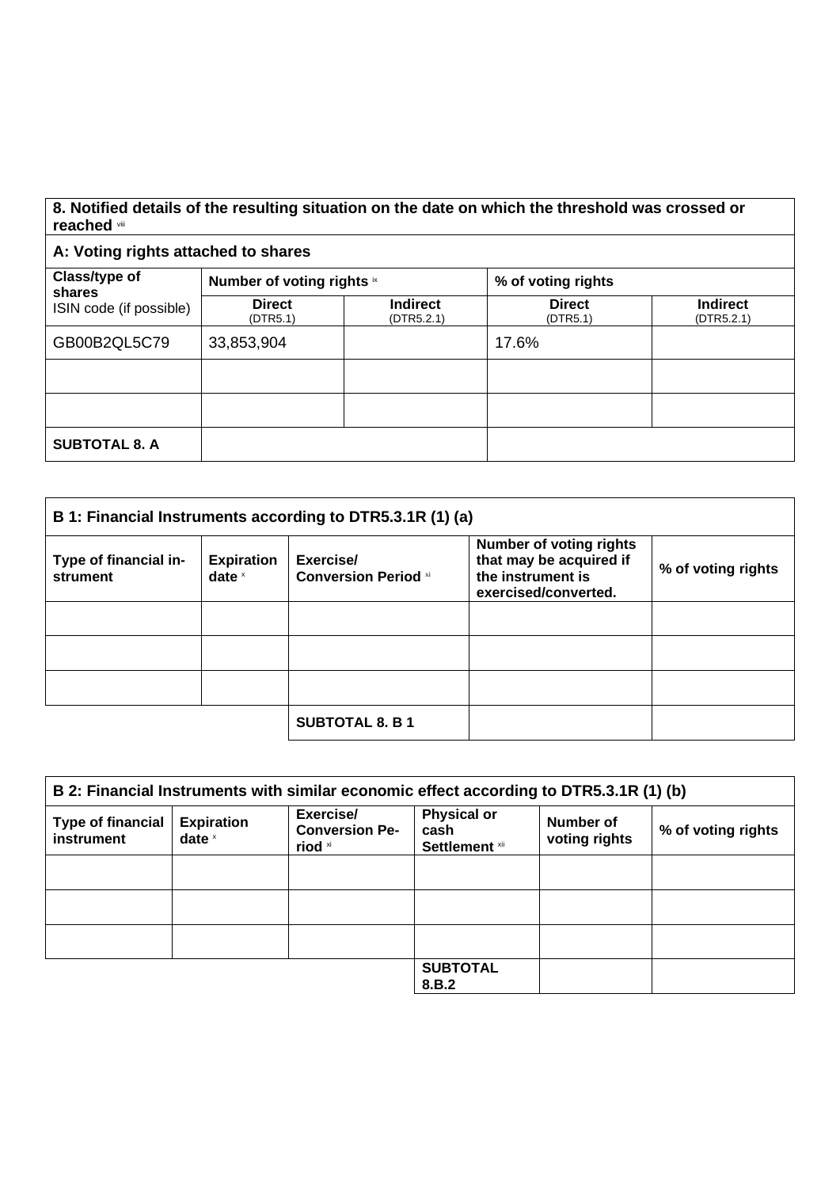**8. Notified details of the resulting situation on the date on which the threshold was crossed or reached** [viii]

**A: Voting rights attached to shares**

| Class/type of shares ISIN code (if possible) | Number of voting rights [ix] | | % of voting rights | |
|---|---|---|---|---|
| | **Direct** (DTR5.1) | **Indirect** (DTR5.2.1) | **Direct** (DTR5.1) | **Indirect** (DTR5.2.1) |
| GB00B2QL5C79 | 33,853,904 | | 17.6% | |
| | | | | |
| | | | | |
| **SUBTOTAL 8. A** | | | | |

**B 1: Financial Instruments according to DTR5.3.1R (1) (a)**

| Type of financial instrument | Expiration date [x] | Exercise/ Conversion Period [xi] | Number of voting rights that may be acquired if the instrument is exercised/converted. | % of voting rights |
|---|---|---|---|---|
| | | | | |
| | | | | |
| | | | | |
| | | **SUBTOTAL 8. B 1** | | |

**B 2: Financial Instruments with similar economic effect according to DTR5.3.1R (1) (b)**

| Type of financial instrument | Expiration date [x] | Exercise/ Conversion Period [xi] | Physical or cash Settlement [xii] | Number of voting rights | % of voting rights |
|---|---|---|---|---|---|
| | | | | | |
| | | | | | |
| | | | | | |
| | | | **SUBTOTAL 8.B.2** | | |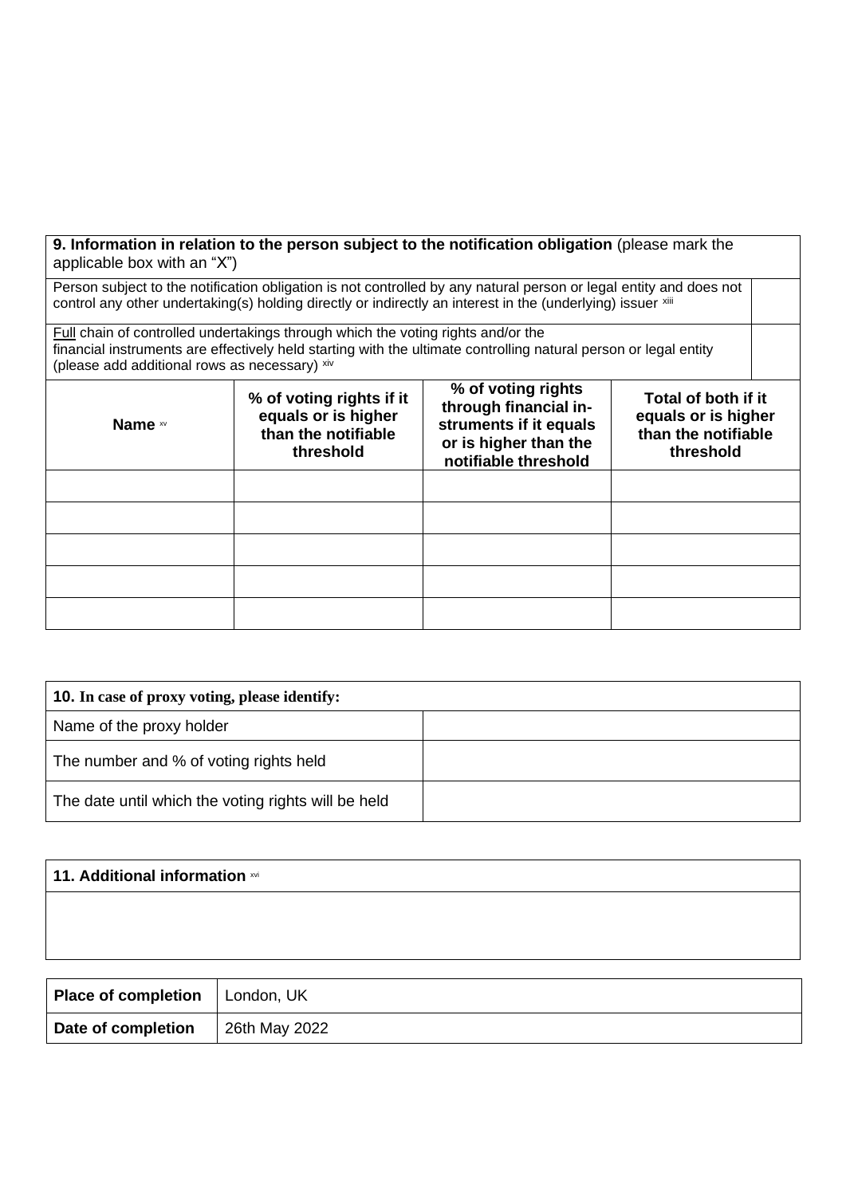| **9. Information in relation to the person subject to the notification obligation** (please mark the applicable box with an "X") | |
|---|---|
| Person subject to the notification obligation is not controlled by any natural person or legal entity and does not control any other undertaking(s) holding directly or indirectly an interest in the (underlying) issuer [xiii] | |
| Full chain of controlled undertakings through which the voting rights and/or the financial instruments are effectively held starting with the ultimate controlling natural person or legal entity (please add additional rows as necessary) [xiv] | |

| Name [xv] | % of voting rights if it equals or is higher than the notifiable threshold | % of voting rights through financial instruments if it equals or is higher than the notifiable threshold | Total of both if it equals or is higher than the notifiable threshold |
|---|---|---|---|
| | | | |
| | | | |
| | | | |
| | | | |
| | | | |

| **10. In case of proxy voting, please identify:** | |
|---|---|
| Name of the proxy holder | |
| The number and % of voting rights held | |
| The date until which the voting rights will be held | |

| **11. Additional information** [xvi] |
|---|
| |

| | |
|---|---|
| **Place of completion** | London, UK |
| **Date of completion** | 26th May 2022 |